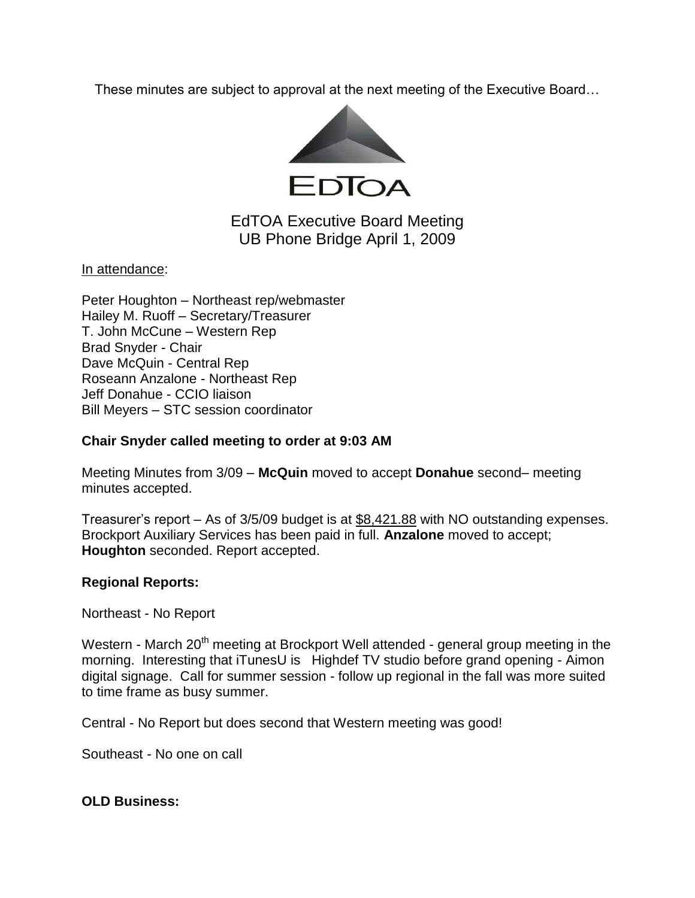These minutes are subject to approval at the next meeting of the Executive Board…

EdTOA

# EdTOA Executive Board Meeting
## UB Phone Bridge April 1, 2009

<u>In attendance</u>:

Peter Houghton – Northeast rep/webmaster
Hailey M. Ruoff – Secretary/Treasurer
T. John McCune – Western Rep
Brad Snyder - Chair
Dave McQuin - Central Rep
Roseann Anzalone - Northeast Rep
Jeff Donahue - CCIO liaison
Bill Meyers – STC session coordinator

**Chair Snyder called meeting to order at 9:03 AM**

Meeting Minutes from 3/09 – **McQuin** moved to accept **Donahue** second– meeting minutes accepted.

Treasurer's report – As of 3/5/09 budget is at <u>$8,421.88</u> with NO outstanding expenses. Brockport Auxiliary Services has been paid in full. **Anzalone** moved to accept; **Houghton** seconded. Report accepted.

**Regional Reports:**

Northeast - No Report

Western - March 20th meeting at Brockport Well attended - general group meeting in the morning. Interesting that iTunesU is Highdef TV studio before grand opening - Aimon digital signage. Call for summer session - follow up regional in the fall was more suited to time frame as busy summer.

Central - No Report but does second that Western meeting was good!

Southeast - No one on call

**OLD Business:**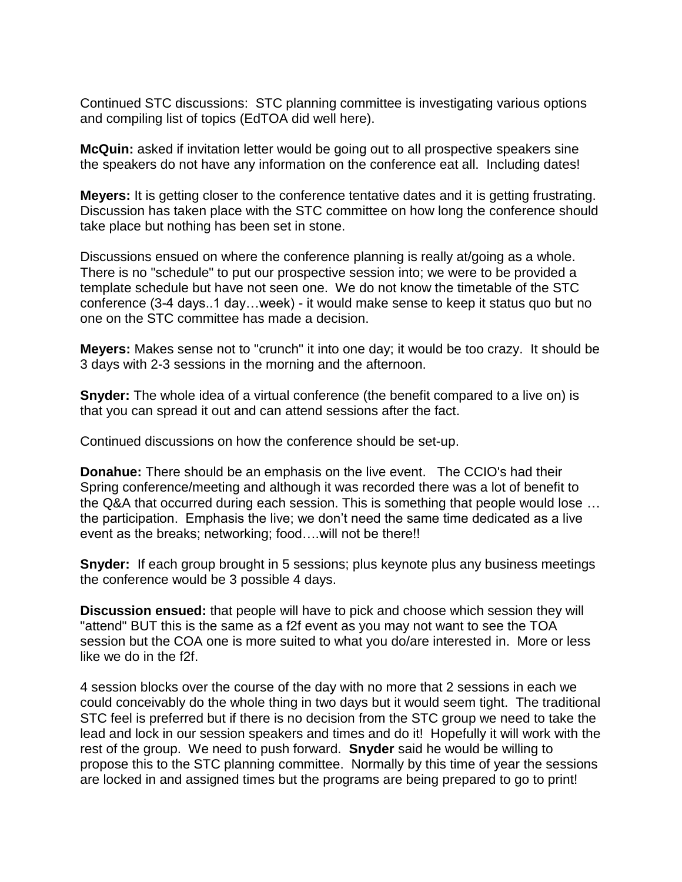Continued STC discussions: STC planning committee is investigating various options and compiling list of topics (EdTOA did well here).

**McQuin:** asked if invitation letter would be going out to all prospective speakers sine the speakers do not have any information on the conference eat all. Including dates!

**Meyers:** It is getting closer to the conference tentative dates and it is getting frustrating. Discussion has taken place with the STC committee on how long the conference should take place but nothing has been set in stone.

Discussions ensued on where the conference planning is really at/going as a whole. There is no "schedule" to put our prospective session into; we were to be provided a template schedule but have not seen one. We do not know the timetable of the STC conference (3-4 days..1 day…week) - it would make sense to keep it status quo but no one on the STC committee has made a decision.

**Meyers:** Makes sense not to "crunch" it into one day; it would be too crazy. It should be 3 days with 2-3 sessions in the morning and the afternoon.

**Snyder:** The whole idea of a virtual conference (the benefit compared to a live on) is that you can spread it out and can attend sessions after the fact.

Continued discussions on how the conference should be set-up.

**Donahue:** There should be an emphasis on the live event. The CCIO's had their Spring conference/meeting and although it was recorded there was a lot of benefit to the Q&A that occurred during each session. This is something that people would lose … the participation. Emphasis the live; we don't need the same time dedicated as a live event as the breaks; networking; food….will not be there!!

**Snyder:** If each group brought in 5 sessions; plus keynote plus any business meetings the conference would be 3 possible 4 days.

**Discussion ensued:** that people will have to pick and choose which session they will "attend" BUT this is the same as a f2f event as you may not want to see the TOA session but the COA one is more suited to what you do/are interested in. More or less like we do in the f2f.

4 session blocks over the course of the day with no more that 2 sessions in each we could conceivably do the whole thing in two days but it would seem tight. The traditional STC feel is preferred but if there is no decision from the STC group we need to take the lead and lock in our session speakers and times and do it! Hopefully it will work with the rest of the group. We need to push forward. **Snyder** said he would be willing to propose this to the STC planning committee. Normally by this time of year the sessions are locked in and assigned times but the programs are being prepared to go to print!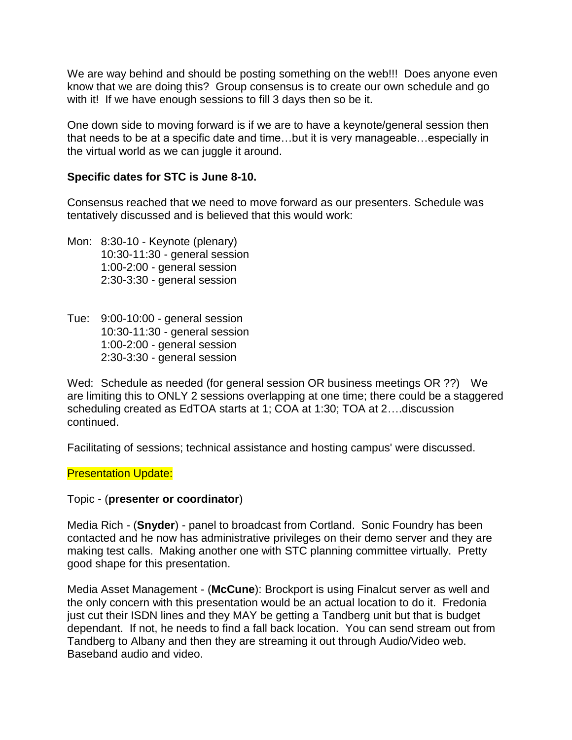We are way behind and should be posting something on the web!!! Does anyone even know that we are doing this? Group consensus is to create our own schedule and go with it! If we have enough sessions to fill 3 days then so be it.

One down side to moving forward is if we are to have a keynote/general session then that needs to be at a specific date and time…but it is very manageable…especially in the virtual world as we can juggle it around.

**Specific dates for STC is June 8-10.**

Consensus reached that we need to move forward as our presenters. Schedule was tentatively discussed and is believed that this would work:

Mon: 8:30-10 - Keynote (plenary)
10:30-11:30 - general session
1:00-2:00 - general session
2:30-3:30 - general session

Tue: 9:00-10:00 - general session
10:30-11:30 - general session
1:00-2:00 - general session
2:30-3:30 - general session

Wed: Schedule as needed (for general session OR business meetings OR ??) We are limiting this to ONLY 2 sessions overlapping at one time; there could be a staggered scheduling created as EdTOA starts at 1; COA at 1:30; TOA at 2….discussion continued.

Facilitating of sessions; technical assistance and hosting campus' were discussed.

Presentation Update:

Topic - (**presenter or coordinator**)

Media Rich - (**Snyder**) - panel to broadcast from Cortland. Sonic Foundry has been contacted and he now has administrative privileges on their demo server and they are making test calls. Making another one with STC planning committee virtually. Pretty good shape for this presentation.

Media Asset Management - (**McCune**): Brockport is using Finalcut server as well and the only concern with this presentation would be an actual location to do it. Fredonia just cut their ISDN lines and they MAY be getting a Tandberg unit but that is budget dependant. If not, he needs to find a fall back location. You can send stream out from Tandberg to Albany and then they are streaming it out through Audio/Video web. Baseband audio and video.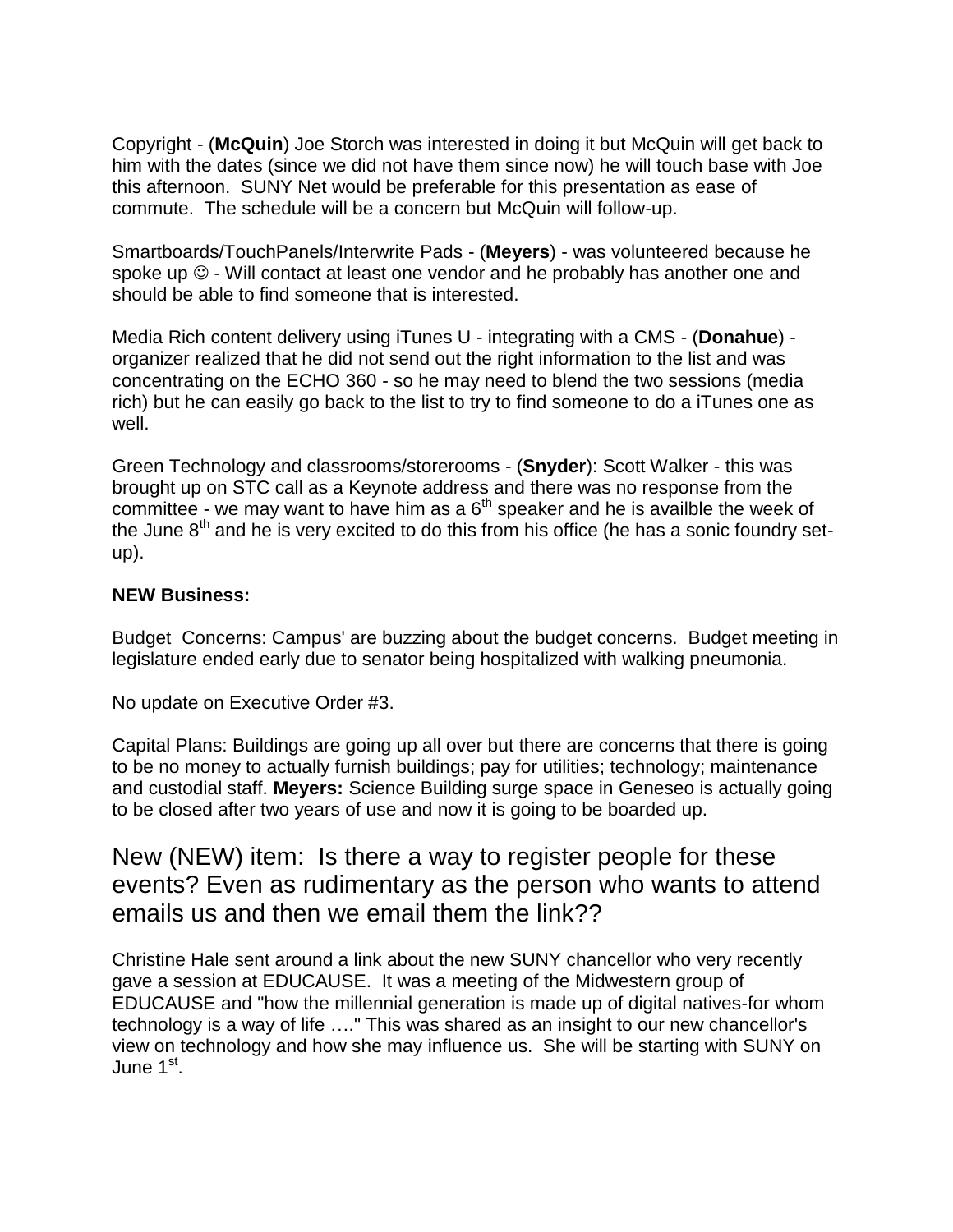Copyright - (**McQuin**) Joe Storch was interested in doing it but McQuin will get back to him with the dates (since we did not have them since now) he will touch base with Joe this afternoon. SUNY Net would be preferable for this presentation as ease of commute. The schedule will be a concern but McQuin will follow-up.

Smartboards/TouchPanels/Interwrite Pads - (**Meyers**) - was volunteered because he spoke up ☺ - Will contact at least one vendor and he probably has another one and should be able to find someone that is interested.

Media Rich content delivery using iTunes U - integrating with a CMS - (**Donahue**) - organizer realized that he did not send out the right information to the list and was concentrating on the ECHO 360 - so he may need to blend the two sessions (media rich) but he can easily go back to the list to try to find someone to do a iTunes one as well.

Green Technology and classrooms/storerooms - (**Snyder**): Scott Walker - this was brought up on STC call as a Keynote address and there was no response from the committee - we may want to have him as a 6th speaker and he is availble the week of the June 8th and he is very excited to do this from his office (he has a sonic foundry set-up).

**NEW Business:**

Budget Concerns: Campus' are buzzing about the budget concerns. Budget meeting in legislature ended early due to senator being hospitalized with walking pneumonia.

No update on Executive Order #3.

Capital Plans: Buildings are going up all over but there are concerns that there is going to be no money to actually furnish buildings; pay for utilities; technology; maintenance and custodial staff. **Meyers:** Science Building surge space in Geneseo is actually going to be closed after two years of use and now it is going to be boarded up.

## New (NEW) item: Is there a way to register people for these events? Even as rudimentary as the person who wants to attend emails us and then we email them the link??

Christine Hale sent around a link about the new SUNY chancellor who very recently gave a session at EDUCAUSE. It was a meeting of the Midwestern group of EDUCAUSE and "how the millennial generation is made up of digital natives-for whom technology is a way of life …." This was shared as an insight to our new chancellor's view on technology and how she may influence us. She will be starting with SUNY on June 1st.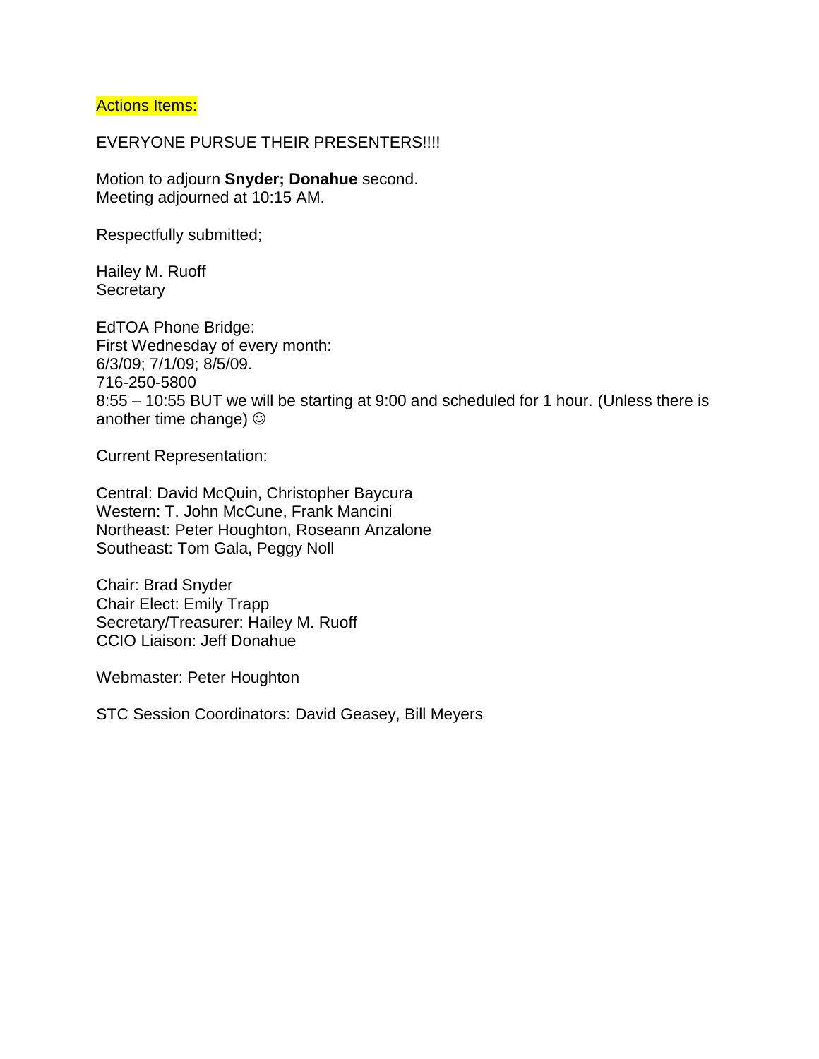Actions Items:

EVERYONE PURSUE THEIR PRESENTERS!!!!

Motion to adjourn **Snyder; Donahue** second.
Meeting adjourned at 10:15 AM.

Respectfully submitted;

Hailey M. Ruoff
Secretary

EdTOA Phone Bridge:
First Wednesday of every month:
6/3/09; 7/1/09; 8/5/09.
716-250-5800
8:55 – 10:55 BUT we will be starting at 9:00 and scheduled for 1 hour. (Unless there is another time change) ☺

Current Representation:

Central: David McQuin, Christopher Baycura
Western: T. John McCune, Frank Mancini
Northeast: Peter Houghton, Roseann Anzalone
Southeast: Tom Gala, Peggy Noll

Chair: Brad Snyder
Chair Elect: Emily Trapp
Secretary/Treasurer: Hailey M. Ruoff
CCIO Liaison: Jeff Donahue

Webmaster: Peter Houghton

STC Session Coordinators: David Geasey, Bill Meyers